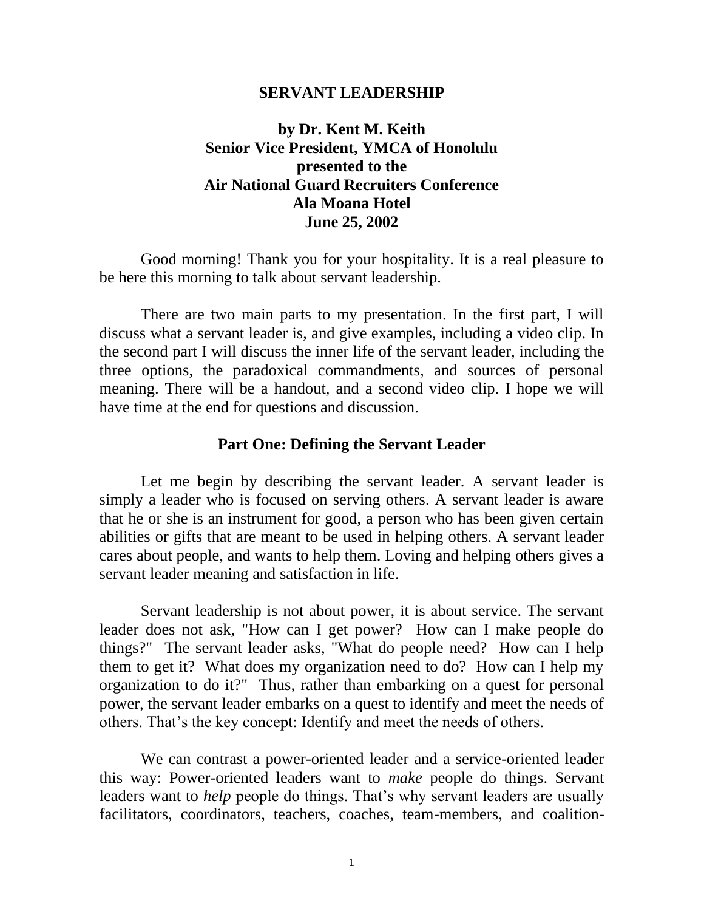# SERVANT LEADERSHIP

**by Dr. Kent M. Keith**
**Senior Vice President, YMCA of Honolulu**
**presented to the**
**Air National Guard Recruiters Conference**
**Ala Moana Hotel**
**June 25, 2002**

Good morning! Thank you for your hospitality. It is a real pleasure to be here this morning to talk about servant leadership.

There are two main parts to my presentation. In the first part, I will discuss what a servant leader is, and give examples, including a video clip. In the second part I will discuss the inner life of the servant leader, including the three options, the paradoxical commandments, and sources of personal meaning. There will be a handout, and a second video clip. I hope we will have time at the end for questions and discussion.

## Part One: Defining the Servant Leader

Let me begin by describing the servant leader. A servant leader is simply a leader who is focused on serving others. A servant leader is aware that he or she is an instrument for good, a person who has been given certain abilities or gifts that are meant to be used in helping others. A servant leader cares about people, and wants to help them. Loving and helping others gives a servant leader meaning and satisfaction in life.

Servant leadership is not about power, it is about service. The servant leader does not ask, "How can I get power? How can I make people do things?" The servant leader asks, "What do people need? How can I help them to get it? What does my organization need to do? How can I help my organization to do it?" Thus, rather than embarking on a quest for personal power, the servant leader embarks on a quest to identify and meet the needs of others. That's the key concept: Identify and meet the needs of others.

We can contrast a power-oriented leader and a service-oriented leader this way: Power-oriented leaders want to *make* people do things. Servant leaders want to *help* people do things. That's why servant leaders are usually facilitators, coordinators, teachers, coaches, team-members, and coalition-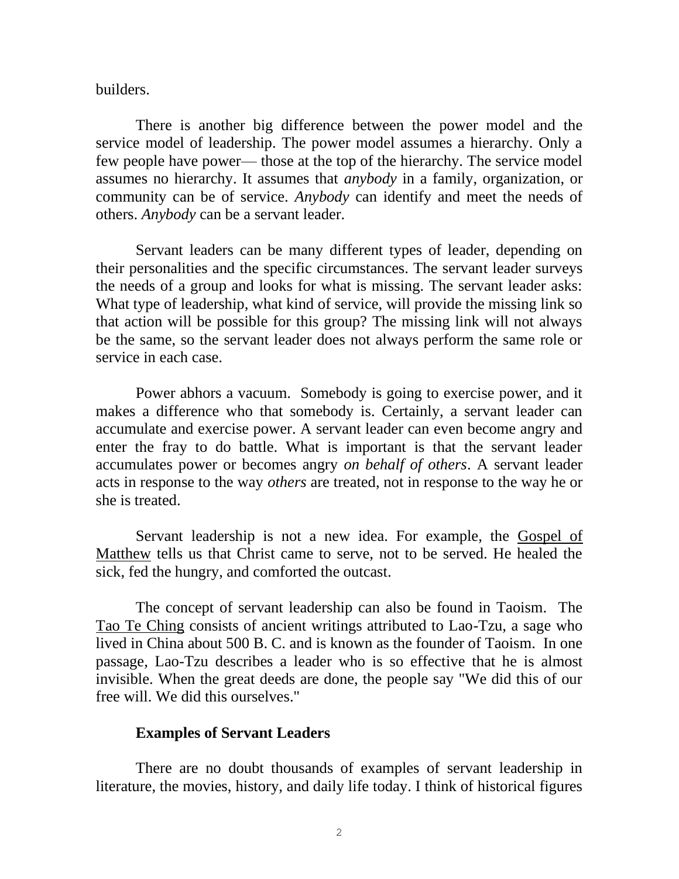builders.

There is another big difference between the power model and the service model of leadership. The power model assumes a hierarchy. Only a few people have power— those at the top of the hierarchy. The service model assumes no hierarchy. It assumes that *anybody* in a family, organization, or community can be of service. *Anybody* can identify and meet the needs of others. *Anybody* can be a servant leader.

Servant leaders can be many different types of leader, depending on their personalities and the specific circumstances. The servant leader surveys the needs of a group and looks for what is missing. The servant leader asks: What type of leadership, what kind of service, will provide the missing link so that action will be possible for this group? The missing link will not always be the same, so the servant leader does not always perform the same role or service in each case.

Power abhors a vacuum. Somebody is going to exercise power, and it makes a difference who that somebody is. Certainly, a servant leader can accumulate and exercise power. A servant leader can even become angry and enter the fray to do battle. What is important is that the servant leader accumulates power or becomes angry *on behalf of others*. A servant leader acts in response to the way *others* are treated, not in response to the way he or she is treated.

Servant leadership is not a new idea. For example, the Gospel of Matthew tells us that Christ came to serve, not to be served. He healed the sick, fed the hungry, and comforted the outcast.

The concept of servant leadership can also be found in Taoism. The Tao Te Ching consists of ancient writings attributed to Lao-Tzu, a sage who lived in China about 500 B. C. and is known as the founder of Taoism. In one passage, Lao-Tzu describes a leader who is so effective that he is almost invisible. When the great deeds are done, the people say "We did this of our free will. We did this ourselves."

### Examples of Servant Leaders

There are no doubt thousands of examples of servant leadership in literature, the movies, history, and daily life today. I think of historical figures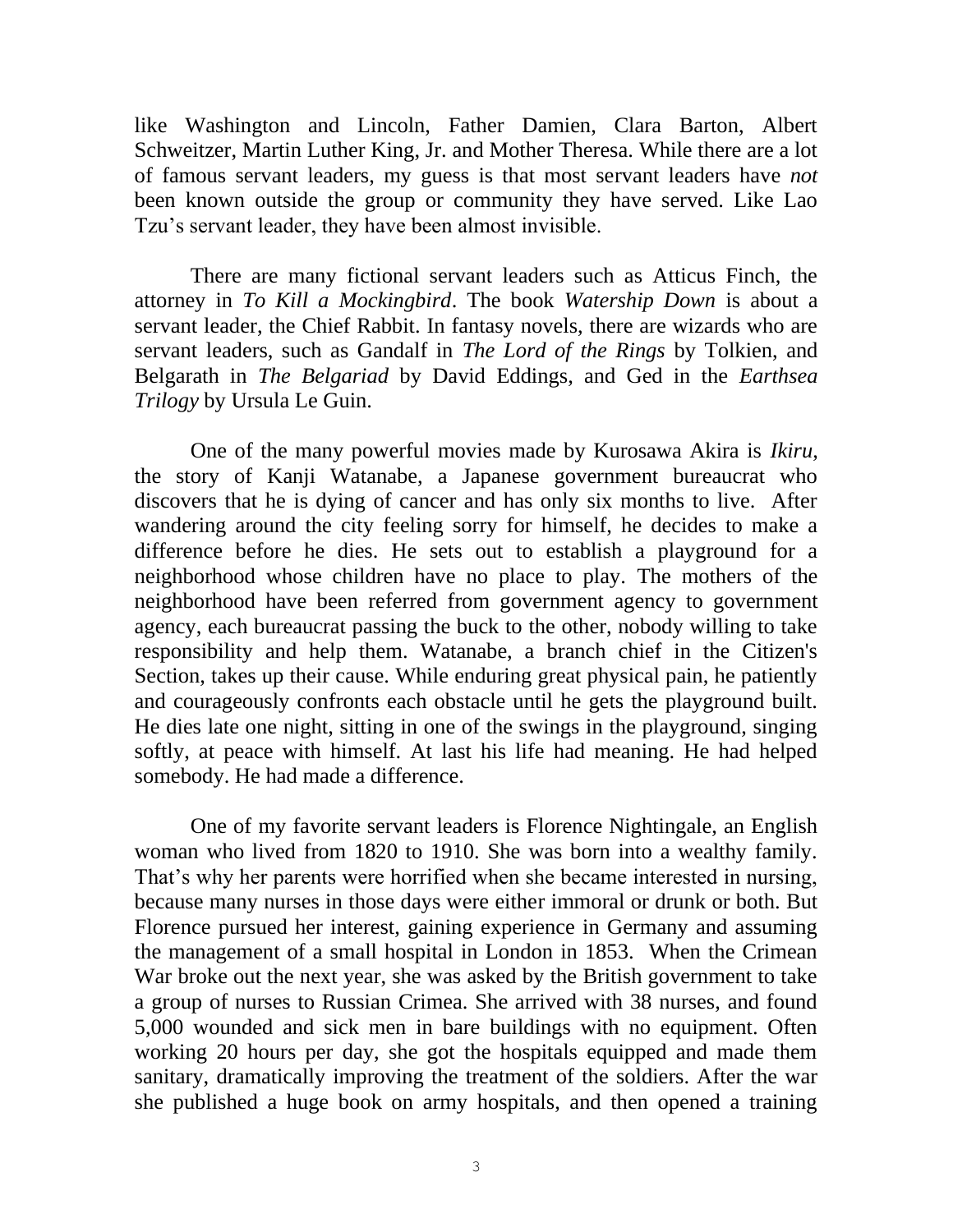like Washington and Lincoln, Father Damien, Clara Barton, Albert Schweitzer, Martin Luther King, Jr. and Mother Theresa. While there are a lot of famous servant leaders, my guess is that most servant leaders have *not* been known outside the group or community they have served. Like Lao Tzu's servant leader, they have been almost invisible.

There are many fictional servant leaders such as Atticus Finch, the attorney in *To Kill a Mockingbird*. The book *Watership Down* is about a servant leader, the Chief Rabbit. In fantasy novels, there are wizards who are servant leaders, such as Gandalf in *The Lord of the Rings* by Tolkien, and Belgarath in *The Belgariad* by David Eddings, and Ged in the *Earthsea Trilogy* by Ursula Le Guin.

One of the many powerful movies made by Kurosawa Akira is *Ikiru*, the story of Kanji Watanabe, a Japanese government bureaucrat who discovers that he is dying of cancer and has only six months to live. After wandering around the city feeling sorry for himself, he decides to make a difference before he dies. He sets out to establish a playground for a neighborhood whose children have no place to play. The mothers of the neighborhood have been referred from government agency to government agency, each bureaucrat passing the buck to the other, nobody willing to take responsibility and help them. Watanabe, a branch chief in the Citizen's Section, takes up their cause. While enduring great physical pain, he patiently and courageously confronts each obstacle until he gets the playground built. He dies late one night, sitting in one of the swings in the playground, singing softly, at peace with himself. At last his life had meaning. He had helped somebody. He had made a difference.

One of my favorite servant leaders is Florence Nightingale, an English woman who lived from 1820 to 1910. She was born into a wealthy family. That's why her parents were horrified when she became interested in nursing, because many nurses in those days were either immoral or drunk or both. But Florence pursued her interest, gaining experience in Germany and assuming the management of a small hospital in London in 1853. When the Crimean War broke out the next year, she was asked by the British government to take a group of nurses to Russian Crimea. She arrived with 38 nurses, and found 5,000 wounded and sick men in bare buildings with no equipment. Often working 20 hours per day, she got the hospitals equipped and made them sanitary, dramatically improving the treatment of the soldiers. After the war she published a huge book on army hospitals, and then opened a training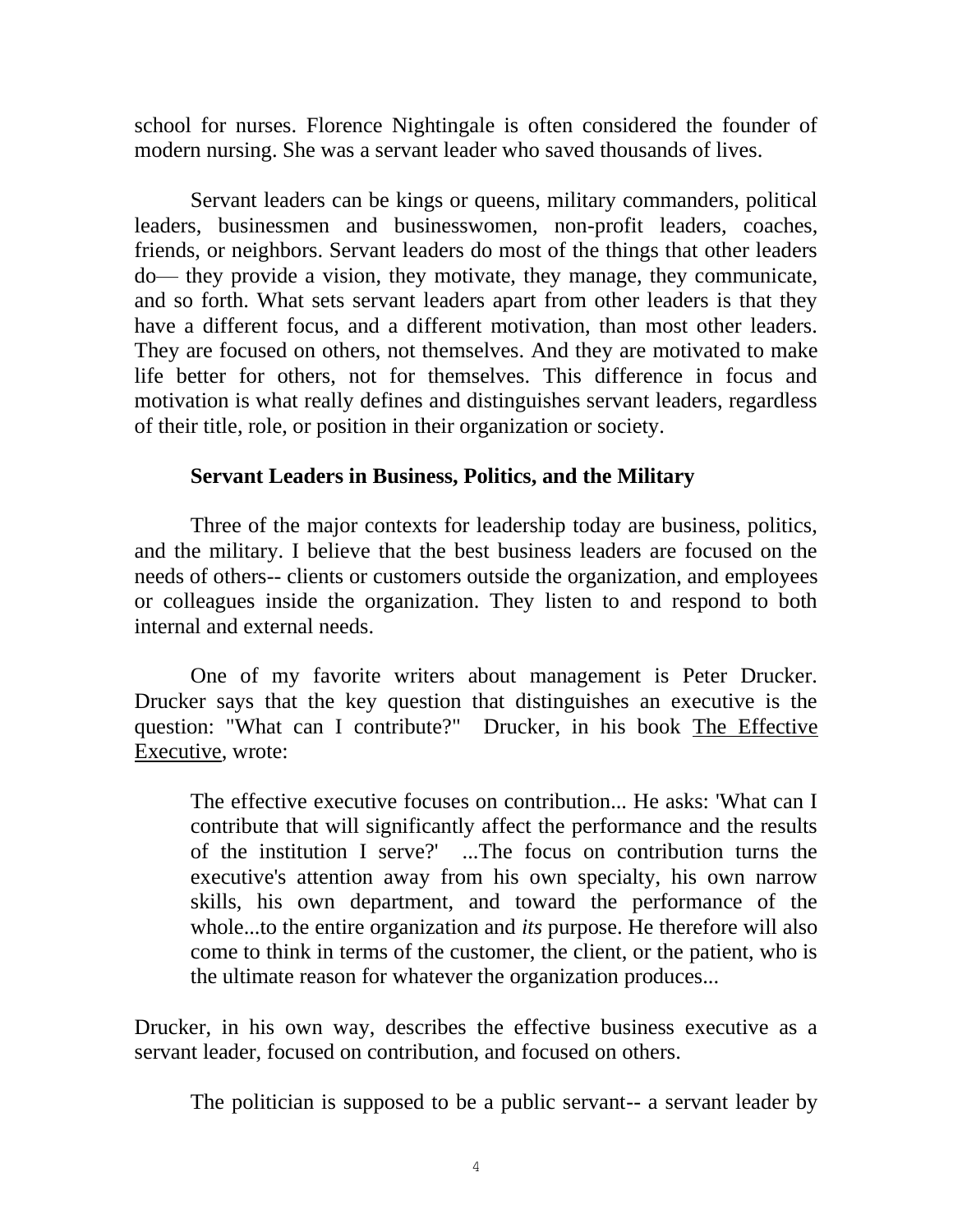school for nurses. Florence Nightingale is often considered the founder of modern nursing. She was a servant leader who saved thousands of lives.

Servant leaders can be kings or queens, military commanders, political leaders, businessmen and businesswomen, non-profit leaders, coaches, friends, or neighbors. Servant leaders do most of the things that other leaders do— they provide a vision, they motivate, they manage, they communicate, and so forth. What sets servant leaders apart from other leaders is that they have a different focus, and a different motivation, than most other leaders. They are focused on others, not themselves. And they are motivated to make life better for others, not for themselves. This difference in focus and motivation is what really defines and distinguishes servant leaders, regardless of their title, role, or position in their organization or society.

### Servant Leaders in Business, Politics, and the Military

Three of the major contexts for leadership today are business, politics, and the military. I believe that the best business leaders are focused on the needs of others-- clients or customers outside the organization, and employees or colleagues inside the organization. They listen to and respond to both internal and external needs.

One of my favorite writers about management is Peter Drucker. Drucker says that the key question that distinguishes an executive is the question: "What can I contribute?" Drucker, in his book <u>The Effective Executive</u>, wrote:

> The effective executive focuses on contribution... He asks: 'What can I contribute that will significantly affect the performance and the results of the institution I serve?' ...The focus on contribution turns the executive's attention away from his own specialty, his own narrow skills, his own department, and toward the performance of the whole...to the entire organization and *its* purpose. He therefore will also come to think in terms of the customer, the client, or the patient, who is the ultimate reason for whatever the organization produces...

Drucker, in his own way, describes the effective business executive as a servant leader, focused on contribution, and focused on others.

The politician is supposed to be a public servant-- a servant leader by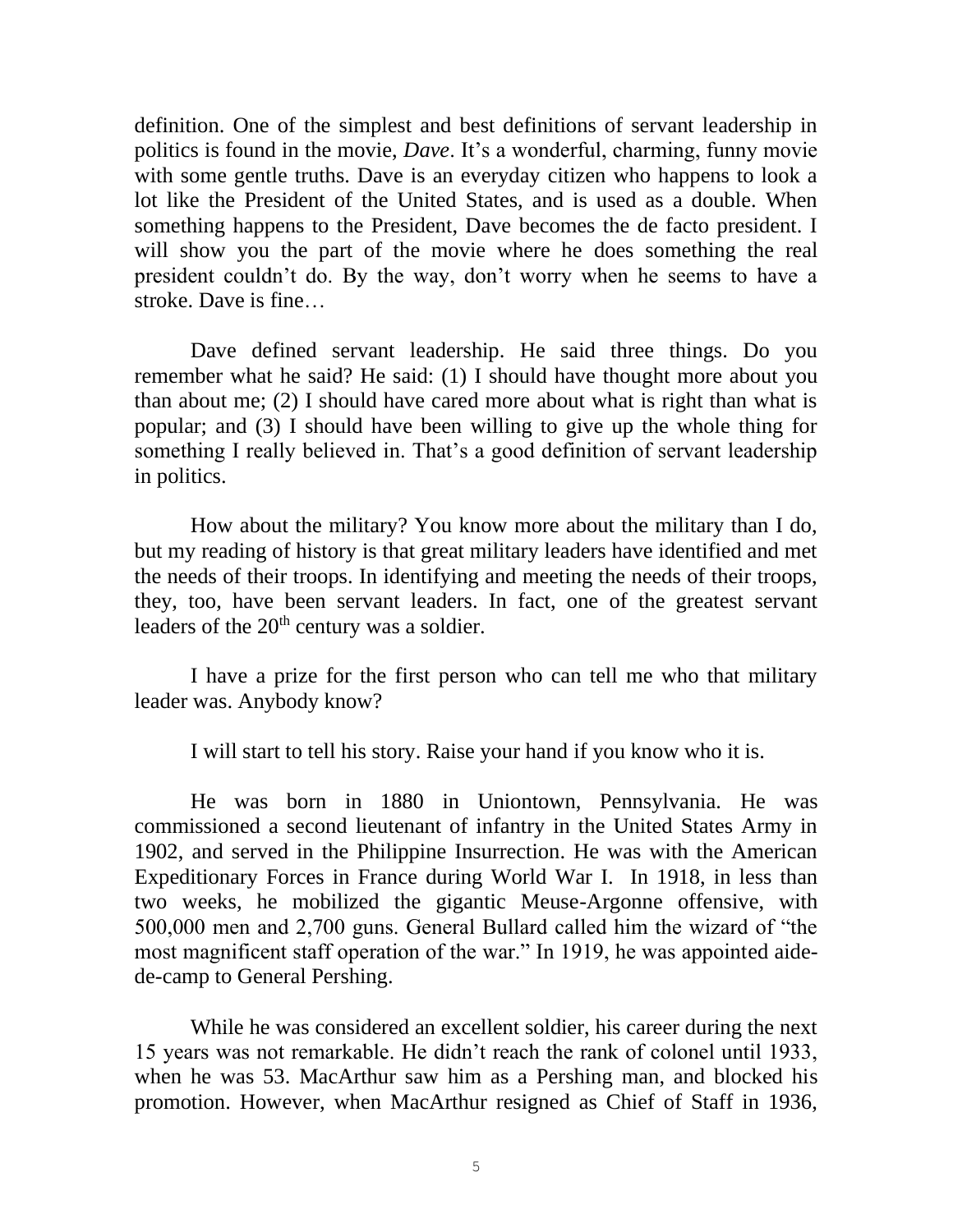definition. One of the simplest and best definitions of servant leadership in politics is found in the movie, *Dave*. It's a wonderful, charming, funny movie with some gentle truths. Dave is an everyday citizen who happens to look a lot like the President of the United States, and is used as a double. When something happens to the President, Dave becomes the de facto president. I will show you the part of the movie where he does something the real president couldn't do. By the way, don't worry when he seems to have a stroke. Dave is fine…

Dave defined servant leadership. He said three things. Do you remember what he said? He said: (1) I should have thought more about you than about me; (2) I should have cared more about what is right than what is popular; and (3) I should have been willing to give up the whole thing for something I really believed in. That's a good definition of servant leadership in politics.

How about the military? You know more about the military than I do, but my reading of history is that great military leaders have identified and met the needs of their troops. In identifying and meeting the needs of their troops, they, too, have been servant leaders. In fact, one of the greatest servant leaders of the 20th century was a soldier.

I have a prize for the first person who can tell me who that military leader was. Anybody know?

I will start to tell his story. Raise your hand if you know who it is.

He was born in 1880 in Uniontown, Pennsylvania. He was commissioned a second lieutenant of infantry in the United States Army in 1902, and served in the Philippine Insurrection. He was with the American Expeditionary Forces in France during World War I. In 1918, in less than two weeks, he mobilized the gigantic Meuse-Argonne offensive, with 500,000 men and 2,700 guns. General Bullard called him the wizard of "the most magnificent staff operation of the war." In 1919, he was appointed aide-de-camp to General Pershing.

While he was considered an excellent soldier, his career during the next 15 years was not remarkable. He didn't reach the rank of colonel until 1933, when he was 53. MacArthur saw him as a Pershing man, and blocked his promotion. However, when MacArthur resigned as Chief of Staff in 1936,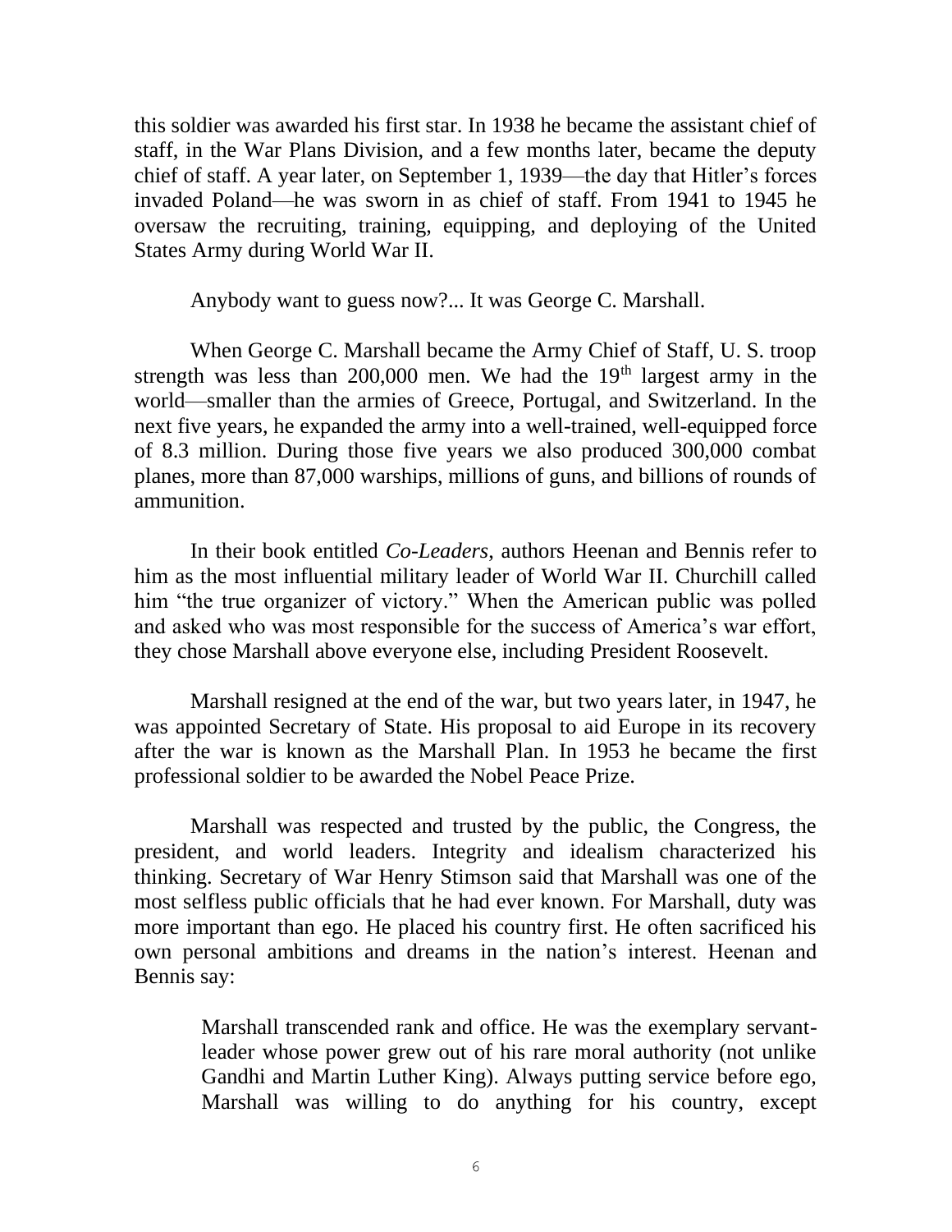this soldier was awarded his first star. In 1938 he became the assistant chief of staff, in the War Plans Division, and a few months later, became the deputy chief of staff. A year later, on September 1, 1939—the day that Hitler's forces invaded Poland—he was sworn in as chief of staff. From 1941 to 1945 he oversaw the recruiting, training, equipping, and deploying of the United States Army during World War II.

Anybody want to guess now?... It was George C. Marshall.

When George C. Marshall became the Army Chief of Staff, U. S. troop strength was less than 200,000 men. We had the 19th largest army in the world—smaller than the armies of Greece, Portugal, and Switzerland. In the next five years, he expanded the army into a well-trained, well-equipped force of 8.3 million. During those five years we also produced 300,000 combat planes, more than 87,000 warships, millions of guns, and billions of rounds of ammunition.

In their book entitled *Co-Leaders*, authors Heenan and Bennis refer to him as the most influential military leader of World War II. Churchill called him "the true organizer of victory." When the American public was polled and asked who was most responsible for the success of America's war effort, they chose Marshall above everyone else, including President Roosevelt.

Marshall resigned at the end of the war, but two years later, in 1947, he was appointed Secretary of State. His proposal to aid Europe in its recovery after the war is known as the Marshall Plan. In 1953 he became the first professional soldier to be awarded the Nobel Peace Prize.

Marshall was respected and trusted by the public, the Congress, the president, and world leaders. Integrity and idealism characterized his thinking. Secretary of War Henry Stimson said that Marshall was one of the most selfless public officials that he had ever known. For Marshall, duty was more important than ego. He placed his country first. He often sacrificed his own personal ambitions and dreams in the nation's interest. Heenan and Bennis say:

> Marshall transcended rank and office. He was the exemplary servant-leader whose power grew out of his rare moral authority (not unlike Gandhi and Martin Luther King). Always putting service before ego, Marshall was willing to do anything for his country, except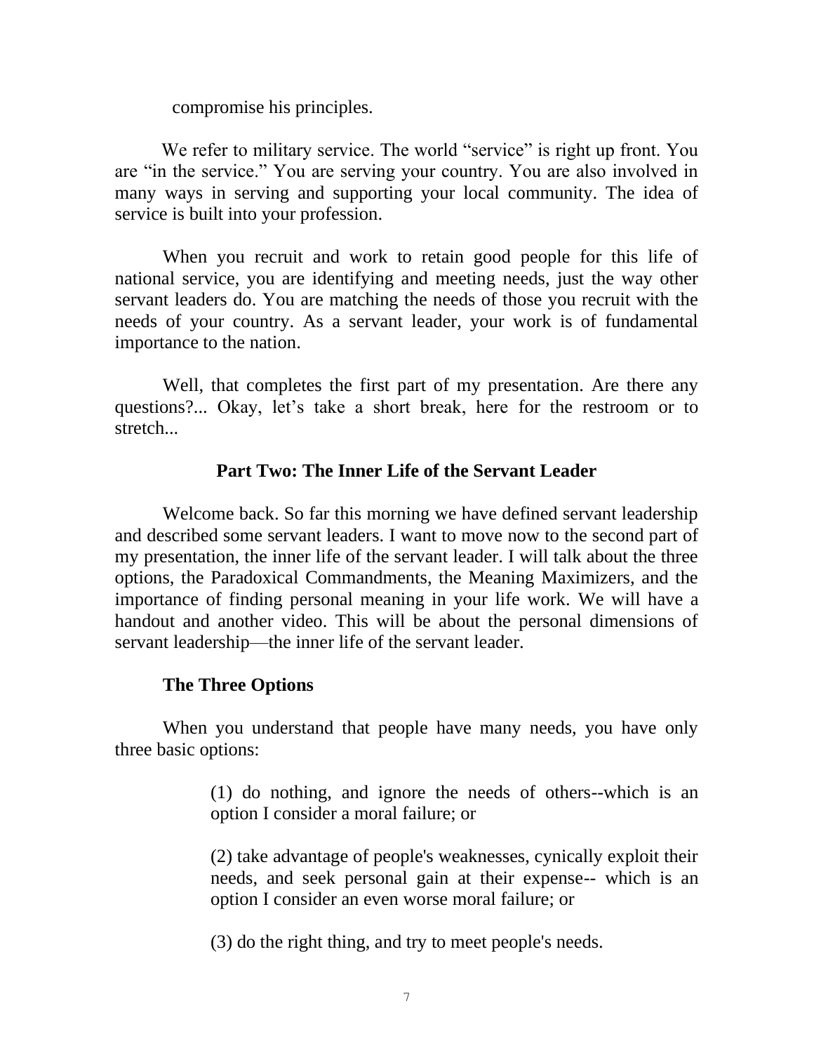compromise his principles.

We refer to military service. The world "service" is right up front. You are "in the service." You are serving your country. You are also involved in many ways in serving and supporting your local community. The idea of service is built into your profession.

When you recruit and work to retain good people for this life of national service, you are identifying and meeting needs, just the way other servant leaders do. You are matching the needs of those you recruit with the needs of your country. As a servant leader, your work is of fundamental importance to the nation.

Well, that completes the first part of my presentation. Are there any questions?... Okay, let's take a short break, here for the restroom or to stretch...

## Part Two: The Inner Life of the Servant Leader

Welcome back. So far this morning we have defined servant leadership and described some servant leaders. I want to move now to the second part of my presentation, the inner life of the servant leader. I will talk about the three options, the Paradoxical Commandments, the Meaning Maximizers, and the importance of finding personal meaning in your life work. We will have a handout and another video. This will be about the personal dimensions of servant leadership—the inner life of the servant leader.

### The Three Options

When you understand that people have many needs, you have only three basic options:

> (1) do nothing, and ignore the needs of others--which is an option I consider a moral failure; or
>
> (2) take advantage of people's weaknesses, cynically exploit their needs, and seek personal gain at their expense-- which is an option I consider an even worse moral failure; or
>
> (3) do the right thing, and try to meet people's needs.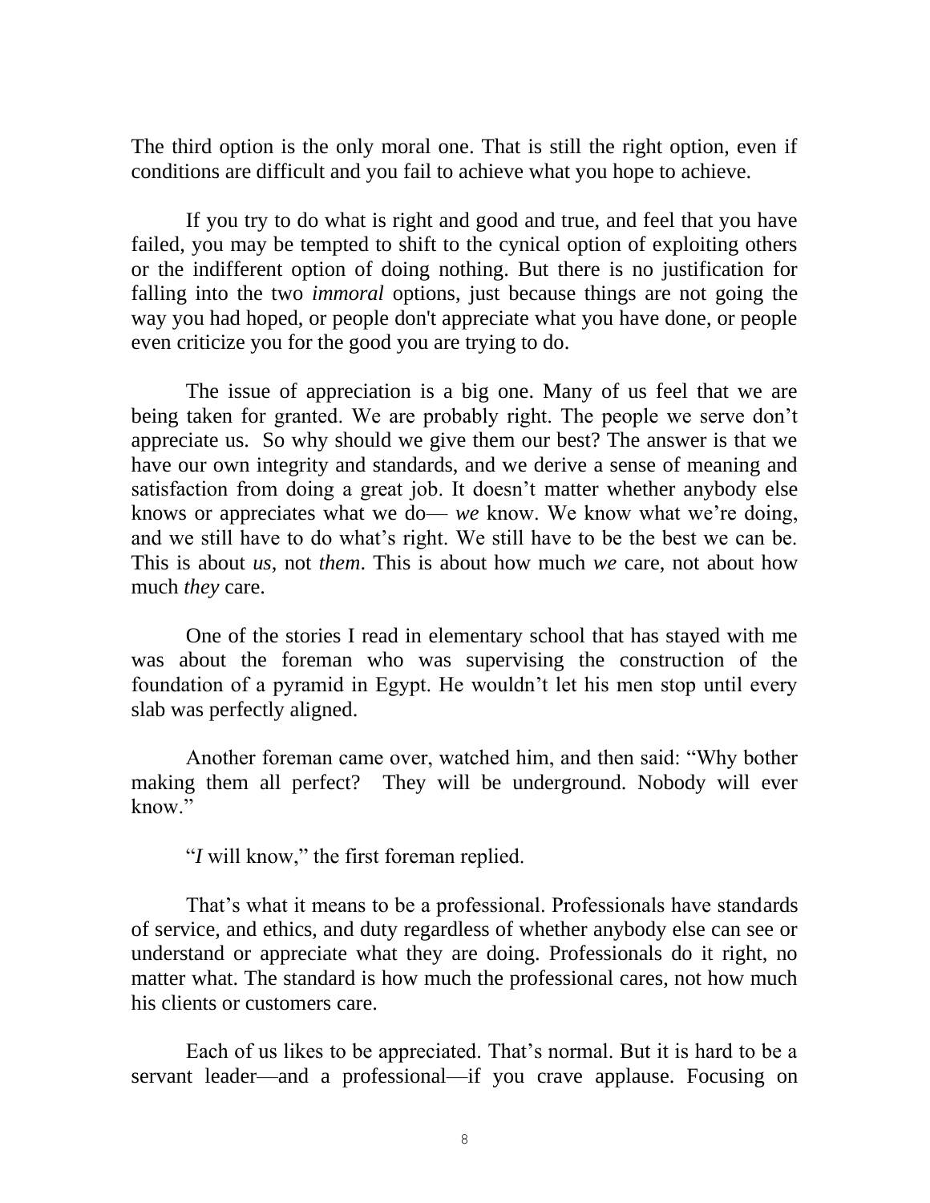The third option is the only moral one. That is still the right option, even if conditions are difficult and you fail to achieve what you hope to achieve.

If you try to do what is right and good and true, and feel that you have failed, you may be tempted to shift to the cynical option of exploiting others or the indifferent option of doing nothing. But there is no justification for falling into the two *immoral* options, just because things are not going the way you had hoped, or people don't appreciate what you have done, or people even criticize you for the good you are trying to do.

The issue of appreciation is a big one. Many of us feel that we are being taken for granted. We are probably right. The people we serve don't appreciate us. So why should we give them our best? The answer is that we have our own integrity and standards, and we derive a sense of meaning and satisfaction from doing a great job. It doesn't matter whether anybody else knows or appreciates what we do— *we* know. We know what we're doing, and we still have to do what's right. We still have to be the best we can be. This is about *us*, not *them*. This is about how much *we* care, not about how much *they* care.

One of the stories I read in elementary school that has stayed with me was about the foreman who was supervising the construction of the foundation of a pyramid in Egypt. He wouldn't let his men stop until every slab was perfectly aligned.

Another foreman came over, watched him, and then said: "Why bother making them all perfect? They will be underground. Nobody will ever know."

"*I* will know," the first foreman replied.

That's what it means to be a professional. Professionals have standards of service, and ethics, and duty regardless of whether anybody else can see or understand or appreciate what they are doing. Professionals do it right, no matter what. The standard is how much the professional cares, not how much his clients or customers care.

Each of us likes to be appreciated. That's normal. But it is hard to be a servant leader—and a professional—if you crave applause. Focusing on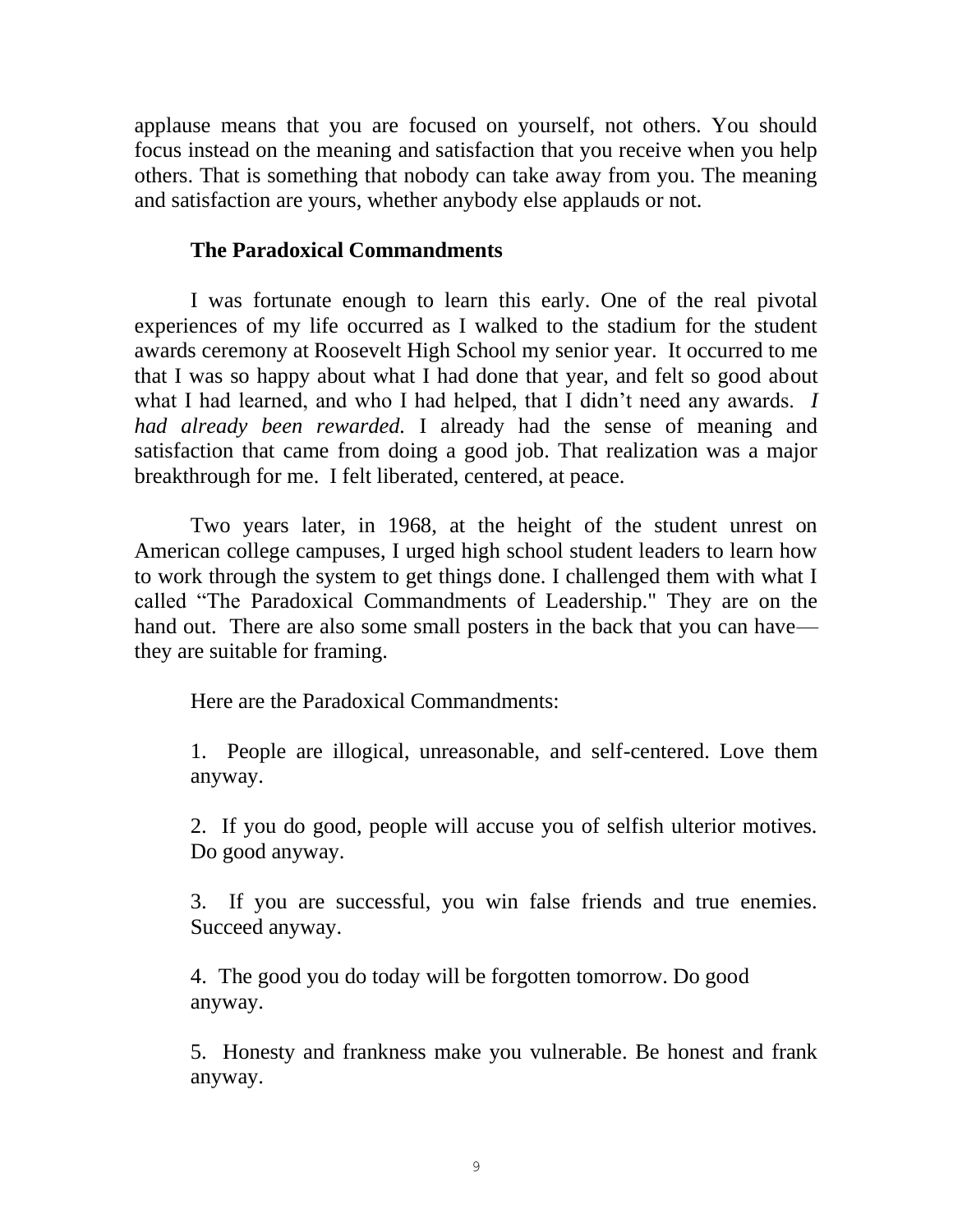applause means that you are focused on yourself, not others. You should focus instead on the meaning and satisfaction that you receive when you help others. That is something that nobody can take away from you. The meaning and satisfaction are yours, whether anybody else applauds or not.

## The Paradoxical Commandments

I was fortunate enough to learn this early. One of the real pivotal experiences of my life occurred as I walked to the stadium for the student awards ceremony at Roosevelt High School my senior year. It occurred to me that I was so happy about what I had done that year, and felt so good about what I had learned, and who I had helped, that I didn't need any awards. *I had already been rewarded.* I already had the sense of meaning and satisfaction that came from doing a good job. That realization was a major breakthrough for me. I felt liberated, centered, at peace.

Two years later, in 1968, at the height of the student unrest on American college campuses, I urged high school student leaders to learn how to work through the system to get things done. I challenged them with what I called "The Paradoxical Commandments of Leadership." They are on the hand out. There are also some small posters in the back that you can have—they are suitable for framing.

Here are the Paradoxical Commandments:

1. People are illogical, unreasonable, and self-centered. Love them anyway.

2. If you do good, people will accuse you of selfish ulterior motives. Do good anyway.

3. If you are successful, you win false friends and true enemies. Succeed anyway.

4. The good you do today will be forgotten tomorrow. Do good anyway.

5. Honesty and frankness make you vulnerable. Be honest and frank anyway.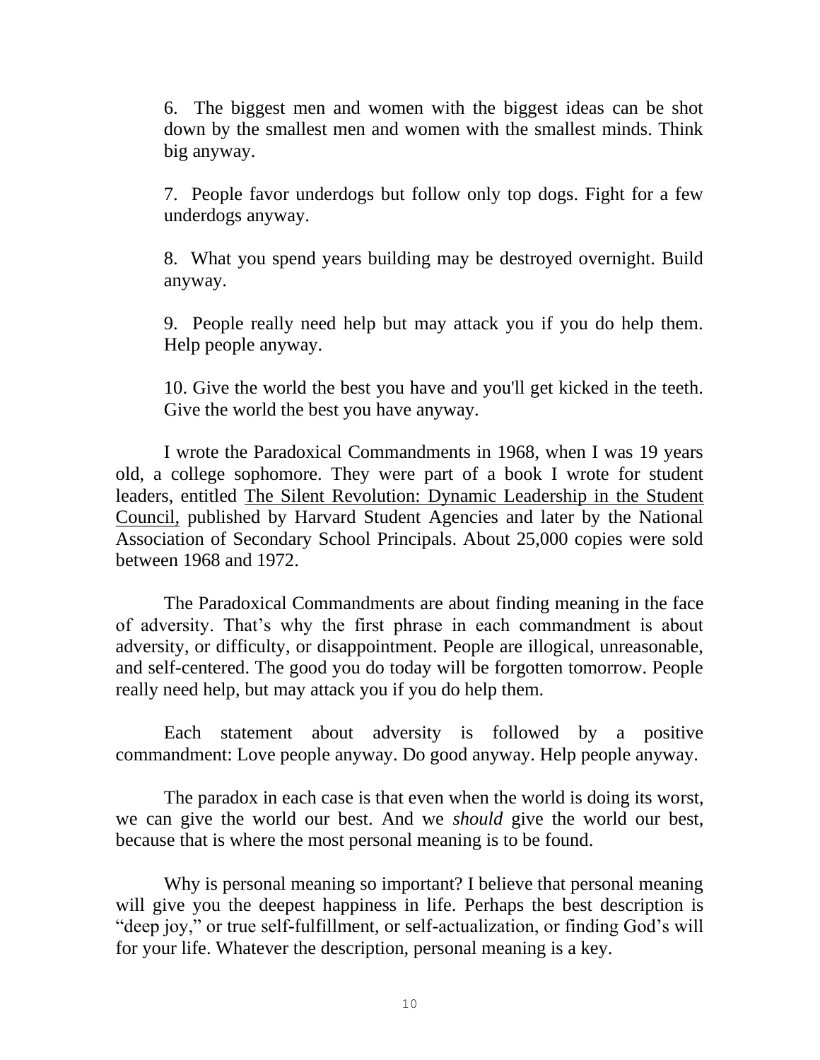6. The biggest men and women with the biggest ideas can be shot down by the smallest men and women with the smallest minds. Think big anyway.

7. People favor underdogs but follow only top dogs. Fight for a few underdogs anyway.

8. What you spend years building may be destroyed overnight. Build anyway.

9. People really need help but may attack you if you do help them. Help people anyway.

10. Give the world the best you have and you'll get kicked in the teeth. Give the world the best you have anyway.

I wrote the Paradoxical Commandments in 1968, when I was 19 years old, a college sophomore. They were part of a book I wrote for student leaders, entitled The Silent Revolution: Dynamic Leadership in the Student Council, published by Harvard Student Agencies and later by the National Association of Secondary School Principals. About 25,000 copies were sold between 1968 and 1972.

The Paradoxical Commandments are about finding meaning in the face of adversity. That's why the first phrase in each commandment is about adversity, or difficulty, or disappointment. People are illogical, unreasonable, and self-centered. The good you do today will be forgotten tomorrow. People really need help, but may attack you if you do help them.

Each statement about adversity is followed by a positive commandment: Love people anyway. Do good anyway. Help people anyway.

The paradox in each case is that even when the world is doing its worst, we can give the world our best. And we *should* give the world our best, because that is where the most personal meaning is to be found.

Why is personal meaning so important? I believe that personal meaning will give you the deepest happiness in life. Perhaps the best description is "deep joy," or true self-fulfillment, or self-actualization, or finding God's will for your life. Whatever the description, personal meaning is a key.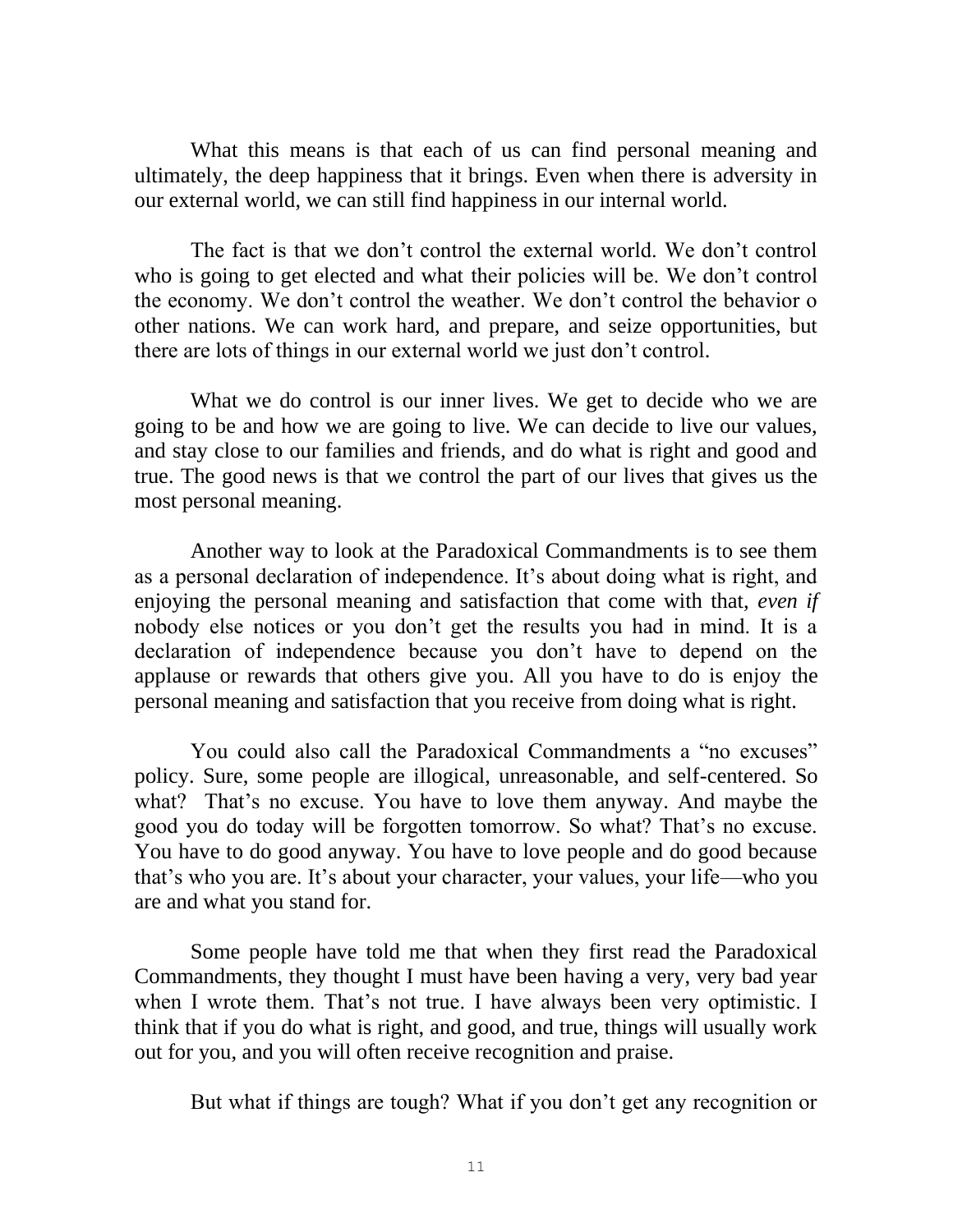What this means is that each of us can find personal meaning and ultimately, the deep happiness that it brings. Even when there is adversity in our external world, we can still find happiness in our internal world.

The fact is that we don't control the external world. We don't control who is going to get elected and what their policies will be. We don't control the economy. We don't control the weather. We don't control the behavior o other nations. We can work hard, and prepare, and seize opportunities, but there are lots of things in our external world we just don't control.

What we do control is our inner lives. We get to decide who we are going to be and how we are going to live. We can decide to live our values, and stay close to our families and friends, and do what is right and good and true. The good news is that we control the part of our lives that gives us the most personal meaning.

Another way to look at the Paradoxical Commandments is to see them as a personal declaration of independence. It's about doing what is right, and enjoying the personal meaning and satisfaction that come with that, *even if* nobody else notices or you don't get the results you had in mind. It is a declaration of independence because you don't have to depend on the applause or rewards that others give you. All you have to do is enjoy the personal meaning and satisfaction that you receive from doing what is right.

You could also call the Paradoxical Commandments a "no excuses" policy. Sure, some people are illogical, unreasonable, and self-centered. So what? That's no excuse. You have to love them anyway. And maybe the good you do today will be forgotten tomorrow. So what? That's no excuse. You have to do good anyway. You have to love people and do good because that's who you are. It's about your character, your values, your life—who you are and what you stand for.

Some people have told me that when they first read the Paradoxical Commandments, they thought I must have been having a very, very bad year when I wrote them. That's not true. I have always been very optimistic. I think that if you do what is right, and good, and true, things will usually work out for you, and you will often receive recognition and praise.

But what if things are tough? What if you don't get any recognition or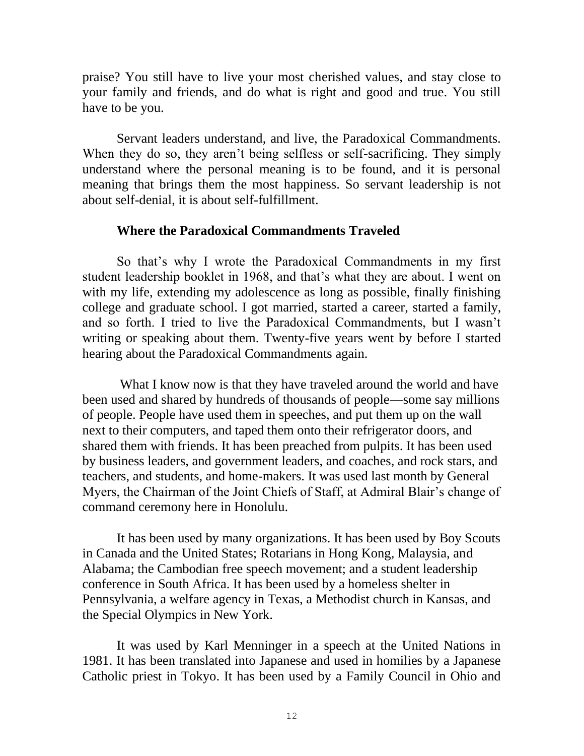praise? You still have to live your most cherished values, and stay close to your family and friends, and do what is right and good and true. You still have to be you.

Servant leaders understand, and live, the Paradoxical Commandments. When they do so, they aren't being selfless or self-sacrificing. They simply understand where the personal meaning is to be found, and it is personal meaning that brings them the most happiness. So servant leadership is not about self-denial, it is about self-fulfillment.

**Where the Paradoxical Commandments Traveled**

So that's why I wrote the Paradoxical Commandments in my first student leadership booklet in 1968, and that's what they are about. I went on with my life, extending my adolescence as long as possible, finally finishing college and graduate school. I got married, started a career, started a family, and so forth. I tried to live the Paradoxical Commandments, but I wasn't writing or speaking about them. Twenty-five years went by before I started hearing about the Paradoxical Commandments again.

What I know now is that they have traveled around the world and have been used and shared by hundreds of thousands of people—some say millions of people. People have used them in speeches, and put them up on the wall next to their computers, and taped them onto their refrigerator doors, and shared them with friends. It has been preached from pulpits. It has been used by business leaders, and government leaders, and coaches, and rock stars, and teachers, and students, and home-makers. It was used last month by General Myers, the Chairman of the Joint Chiefs of Staff, at Admiral Blair's change of command ceremony here in Honolulu.

It has been used by many organizations. It has been used by Boy Scouts in Canada and the United States; Rotarians in Hong Kong, Malaysia, and Alabama; the Cambodian free speech movement; and a student leadership conference in South Africa. It has been used by a homeless shelter in Pennsylvania, a welfare agency in Texas, a Methodist church in Kansas, and the Special Olympics in New York.

It was used by Karl Menninger in a speech at the United Nations in 1981. It has been translated into Japanese and used in homilies by a Japanese Catholic priest in Tokyo. It has been used by a Family Council in Ohio and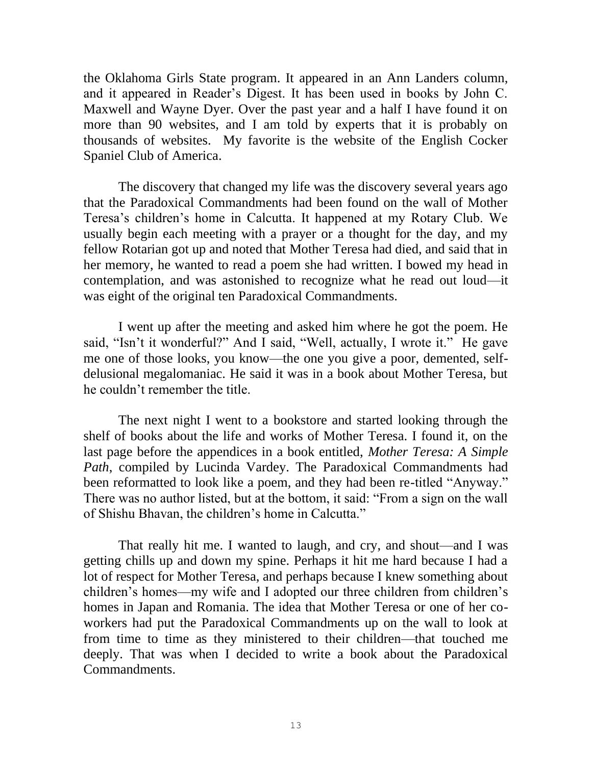the Oklahoma Girls State program. It appeared in an Ann Landers column, and it appeared in Reader's Digest. It has been used in books by John C. Maxwell and Wayne Dyer. Over the past year and a half I have found it on more than 90 websites, and I am told by experts that it is probably on thousands of websites. My favorite is the website of the English Cocker Spaniel Club of America.

The discovery that changed my life was the discovery several years ago that the Paradoxical Commandments had been found on the wall of Mother Teresa's children's home in Calcutta. It happened at my Rotary Club. We usually begin each meeting with a prayer or a thought for the day, and my fellow Rotarian got up and noted that Mother Teresa had died, and said that in her memory, he wanted to read a poem she had written. I bowed my head in contemplation, and was astonished to recognize what he read out loud—it was eight of the original ten Paradoxical Commandments.

I went up after the meeting and asked him where he got the poem. He said, "Isn't it wonderful?" And I said, "Well, actually, I wrote it." He gave me one of those looks, you know—the one you give a poor, demented, self-delusional megalomaniac. He said it was in a book about Mother Teresa, but he couldn't remember the title.

The next night I went to a bookstore and started looking through the shelf of books about the life and works of Mother Teresa. I found it, on the last page before the appendices in a book entitled, *Mother Teresa: A Simple Path*, compiled by Lucinda Vardey. The Paradoxical Commandments had been reformatted to look like a poem, and they had been re-titled "Anyway." There was no author listed, but at the bottom, it said: "From a sign on the wall of Shishu Bhavan, the children's home in Calcutta."

That really hit me. I wanted to laugh, and cry, and shout—and I was getting chills up and down my spine. Perhaps it hit me hard because I had a lot of respect for Mother Teresa, and perhaps because I knew something about children's homes—my wife and I adopted our three children from children's homes in Japan and Romania. The idea that Mother Teresa or one of her co-workers had put the Paradoxical Commandments up on the wall to look at from time to time as they ministered to their children—that touched me deeply. That was when I decided to write a book about the Paradoxical Commandments.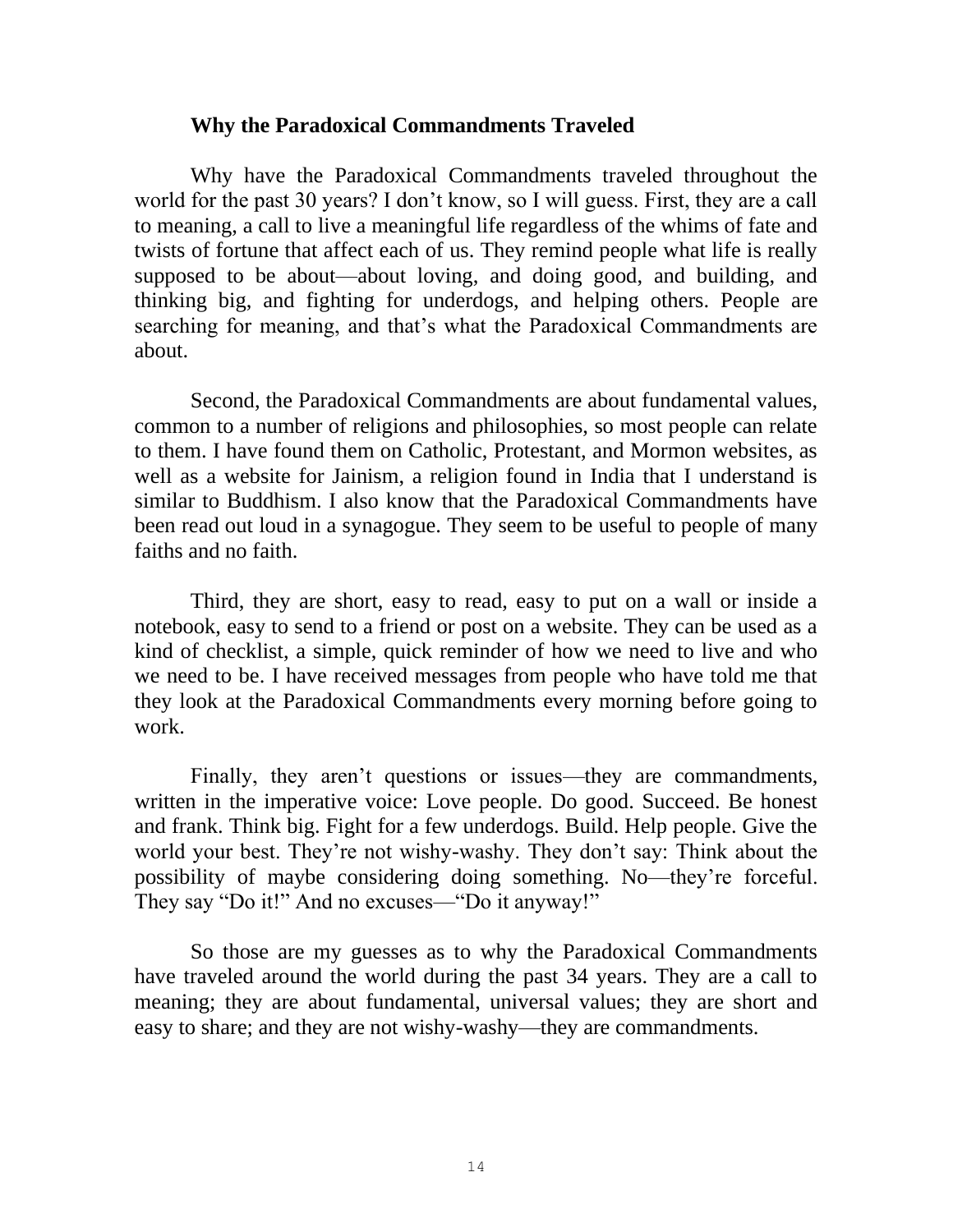## Why the Paradoxical Commandments Traveled

Why have the Paradoxical Commandments traveled throughout the world for the past 30 years? I don't know, so I will guess. First, they are a call to meaning, a call to live a meaningful life regardless of the whims of fate and twists of fortune that affect each of us. They remind people what life is really supposed to be about—about loving, and doing good, and building, and thinking big, and fighting for underdogs, and helping others. People are searching for meaning, and that's what the Paradoxical Commandments are about.

Second, the Paradoxical Commandments are about fundamental values, common to a number of religions and philosophies, so most people can relate to them. I have found them on Catholic, Protestant, and Mormon websites, as well as a website for Jainism, a religion found in India that I understand is similar to Buddhism. I also know that the Paradoxical Commandments have been read out loud in a synagogue. They seem to be useful to people of many faiths and no faith.

Third, they are short, easy to read, easy to put on a wall or inside a notebook, easy to send to a friend or post on a website. They can be used as a kind of checklist, a simple, quick reminder of how we need to live and who we need to be. I have received messages from people who have told me that they look at the Paradoxical Commandments every morning before going to work.

Finally, they aren't questions or issues—they are commandments, written in the imperative voice: Love people. Do good. Succeed. Be honest and frank. Think big. Fight for a few underdogs. Build. Help people. Give the world your best. They're not wishy-washy. They don't say: Think about the possibility of maybe considering doing something. No—they're forceful. They say "Do it!" And no excuses—"Do it anyway!"

So those are my guesses as to why the Paradoxical Commandments have traveled around the world during the past 34 years. They are a call to meaning; they are about fundamental, universal values; they are short and easy to share; and they are not wishy-washy—they are commandments.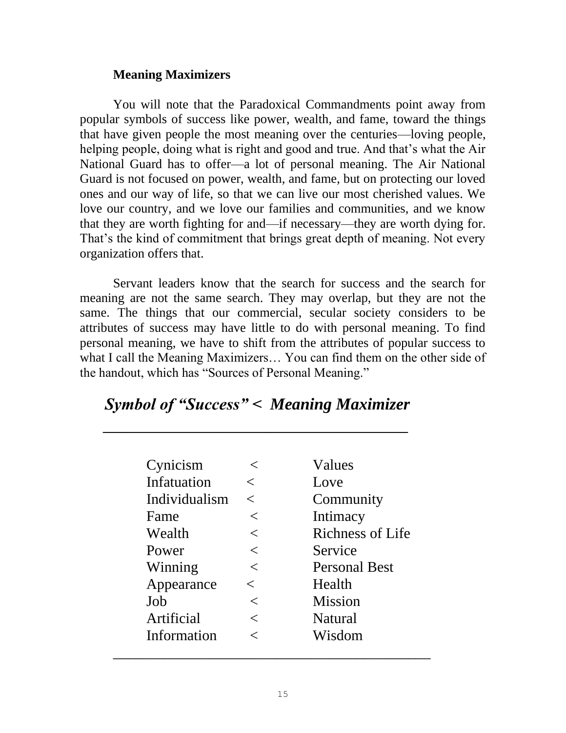**Meaning Maximizers**

You will note that the Paradoxical Commandments point away from popular symbols of success like power, wealth, and fame, toward the things that have given people the most meaning over the centuries—loving people, helping people, doing what is right and good and true. And that's what the Air National Guard has to offer—a lot of personal meaning. The Air National Guard is not focused on power, wealth, and fame, but on protecting our loved ones and our way of life, so that we can live our most cherished values. We love our country, and we love our families and communities, and we know that they are worth fighting for and—if necessary—they are worth dying for. That's the kind of commitment that brings great depth of meaning. Not every organization offers that.

Servant leaders know that the search for success and the search for meaning are not the same search. They may overlap, but they are not the same. The things that our commercial, secular society considers to be attributes of success may have little to do with personal meaning. To find personal meaning, we have to shift from the attributes of popular success to what I call the Meaning Maximizers… You can find them on the other side of the handout, which has "Sources of Personal Meaning."

| ***Symbol of "Success"*** | ***<*** | ***Meaning Maximizer*** |
|---|---|---|
| Cynicism | < | Values |
| Infatuation | < | Love |
| Individualism | < | Community |
| Fame | < | Intimacy |
| Wealth | < | Richness of Life |
| Power | < | Service |
| Winning | < | Personal Best |
| Appearance | < | Health |
| Job | < | Mission |
| Artificial | < | Natural |
| Information | < | Wisdom |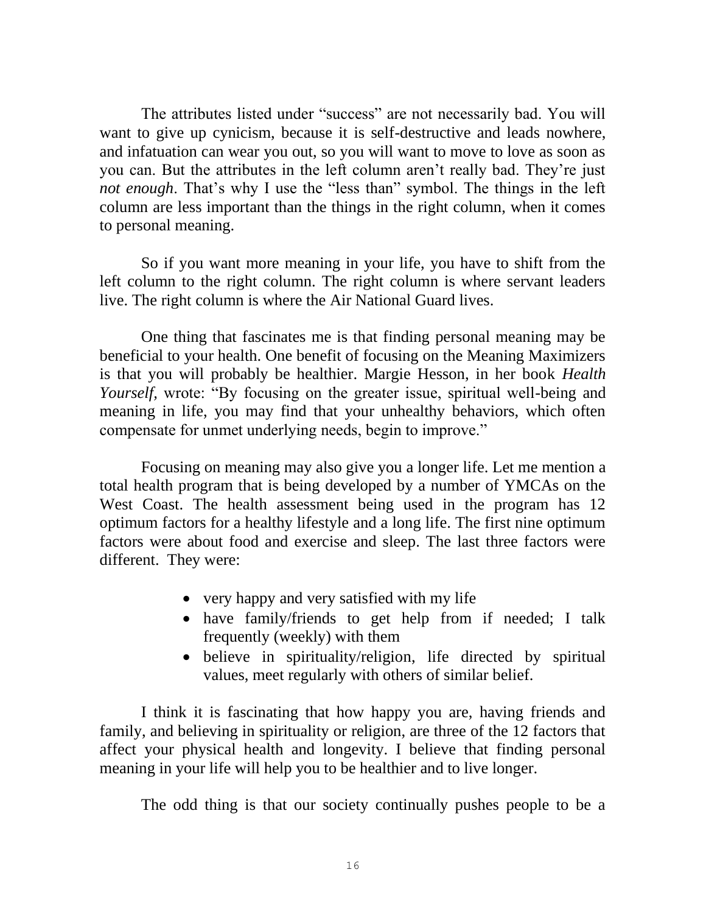The attributes listed under "success" are not necessarily bad. You will want to give up cynicism, because it is self-destructive and leads nowhere, and infatuation can wear you out, so you will want to move to love as soon as you can. But the attributes in the left column aren't really bad. They're just *not enough*. That's why I use the "less than" symbol. The things in the left column are less important than the things in the right column, when it comes to personal meaning.

So if you want more meaning in your life, you have to shift from the left column to the right column. The right column is where servant leaders live. The right column is where the Air National Guard lives.

One thing that fascinates me is that finding personal meaning may be beneficial to your health. One benefit of focusing on the Meaning Maximizers is that you will probably be healthier. Margie Hesson, in her book *Health Yourself,* wrote: "By focusing on the greater issue, spiritual well-being and meaning in life, you may find that your unhealthy behaviors, which often compensate for unmet underlying needs, begin to improve."

Focusing on meaning may also give you a longer life. Let me mention a total health program that is being developed by a number of YMCAs on the West Coast. The health assessment being used in the program has 12 optimum factors for a healthy lifestyle and a long life. The first nine optimum factors were about food and exercise and sleep. The last three factors were different. They were:

- very happy and very satisfied with my life
- have family/friends to get help from if needed; I talk frequently (weekly) with them
- believe in spirituality/religion, life directed by spiritual values, meet regularly with others of similar belief.

I think it is fascinating that how happy you are, having friends and family, and believing in spirituality or religion, are three of the 12 factors that affect your physical health and longevity. I believe that finding personal meaning in your life will help you to be healthier and to live longer.

The odd thing is that our society continually pushes people to be a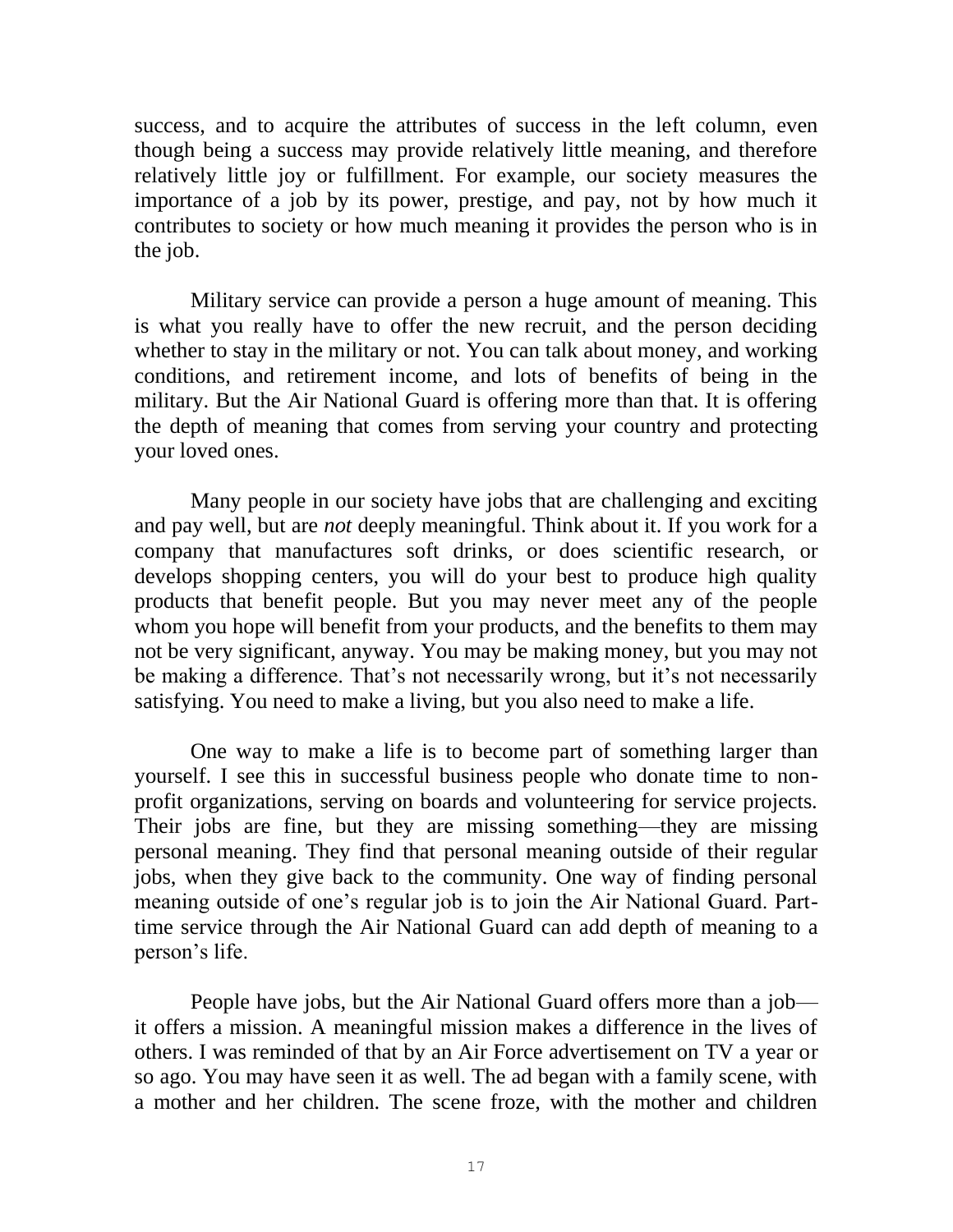success, and to acquire the attributes of success in the left column, even though being a success may provide relatively little meaning, and therefore relatively little joy or fulfillment. For example, our society measures the importance of a job by its power, prestige, and pay, not by how much it contributes to society or how much meaning it provides the person who is in the job.

Military service can provide a person a huge amount of meaning. This is what you really have to offer the new recruit, and the person deciding whether to stay in the military or not. You can talk about money, and working conditions, and retirement income, and lots of benefits of being in the military. But the Air National Guard is offering more than that. It is offering the depth of meaning that comes from serving your country and protecting your loved ones.

Many people in our society have jobs that are challenging and exciting and pay well, but are *not* deeply meaningful. Think about it. If you work for a company that manufactures soft drinks, or does scientific research, or develops shopping centers, you will do your best to produce high quality products that benefit people. But you may never meet any of the people whom you hope will benefit from your products, and the benefits to them may not be very significant, anyway. You may be making money, but you may not be making a difference. That's not necessarily wrong, but it's not necessarily satisfying. You need to make a living, but you also need to make a life.

One way to make a life is to become part of something larger than yourself. I see this in successful business people who donate time to non-profit organizations, serving on boards and volunteering for service projects. Their jobs are fine, but they are missing something—they are missing personal meaning. They find that personal meaning outside of their regular jobs, when they give back to the community. One way of finding personal meaning outside of one's regular job is to join the Air National Guard. Part-time service through the Air National Guard can add depth of meaning to a person's life.

People have jobs, but the Air National Guard offers more than a job—it offers a mission. A meaningful mission makes a difference in the lives of others. I was reminded of that by an Air Force advertisement on TV a year or so ago. You may have seen it as well. The ad began with a family scene, with a mother and her children. The scene froze, with the mother and children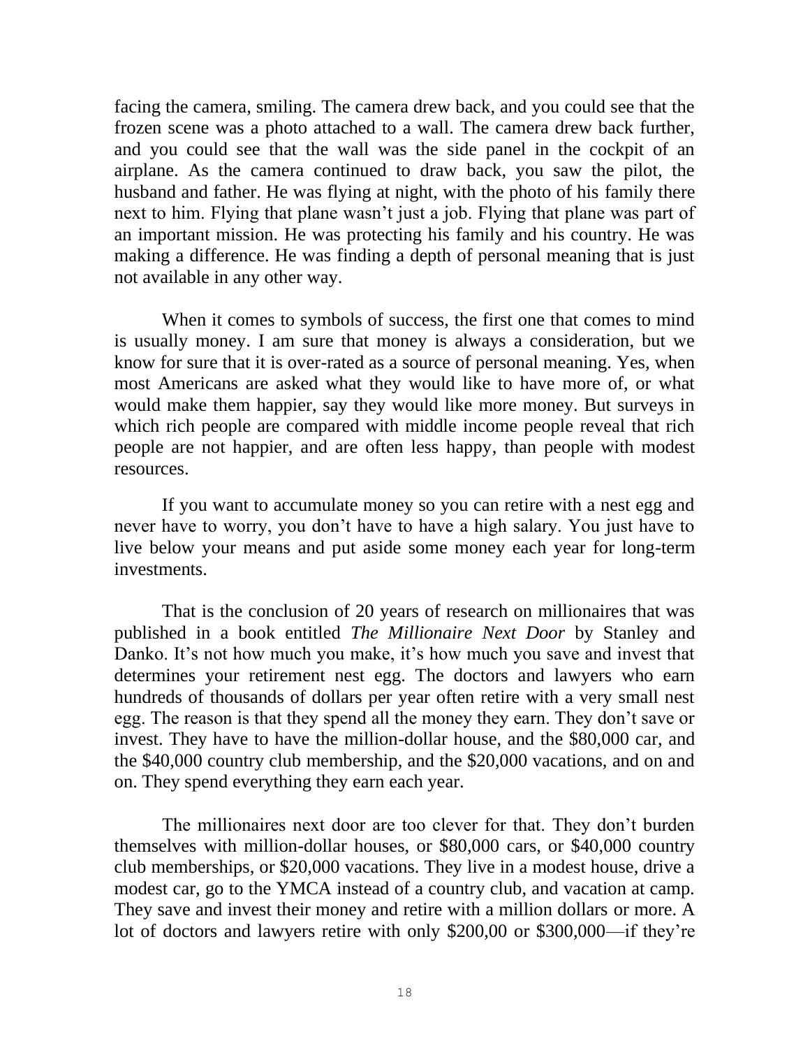facing the camera, smiling. The camera drew back, and you could see that the frozen scene was a photo attached to a wall. The camera drew back further, and you could see that the wall was the side panel in the cockpit of an airplane. As the camera continued to draw back, you saw the pilot, the husband and father. He was flying at night, with the photo of his family there next to him. Flying that plane wasn't just a job. Flying that plane was part of an important mission. He was protecting his family and his country. He was making a difference. He was finding a depth of personal meaning that is just not available in any other way.

When it comes to symbols of success, the first one that comes to mind is usually money. I am sure that money is always a consideration, but we know for sure that it is over-rated as a source of personal meaning. Yes, when most Americans are asked what they would like to have more of, or what would make them happier, say they would like more money. But surveys in which rich people are compared with middle income people reveal that rich people are not happier, and are often less happy, than people with modest resources.

If you want to accumulate money so you can retire with a nest egg and never have to worry, you don't have to have a high salary. You just have to live below your means and put aside some money each year for long-term investments.

That is the conclusion of 20 years of research on millionaires that was published in a book entitled *The Millionaire Next Door* by Stanley and Danko. It's not how much you make, it's how much you save and invest that determines your retirement nest egg. The doctors and lawyers who earn hundreds of thousands of dollars per year often retire with a very small nest egg. The reason is that they spend all the money they earn. They don't save or invest. They have to have the million-dollar house, and the $80,000 car, and the $40,000 country club membership, and the $20,000 vacations, and on and on. They spend everything they earn each year.

The millionaires next door are too clever for that. They don't burden themselves with million-dollar houses, or $80,000 cars, or $40,000 country club memberships, or $20,000 vacations. They live in a modest house, drive a modest car, go to the YMCA instead of a country club, and vacation at camp. They save and invest their money and retire with a million dollars or more. A lot of doctors and lawyers retire with only $200,00 or $300,000—if they're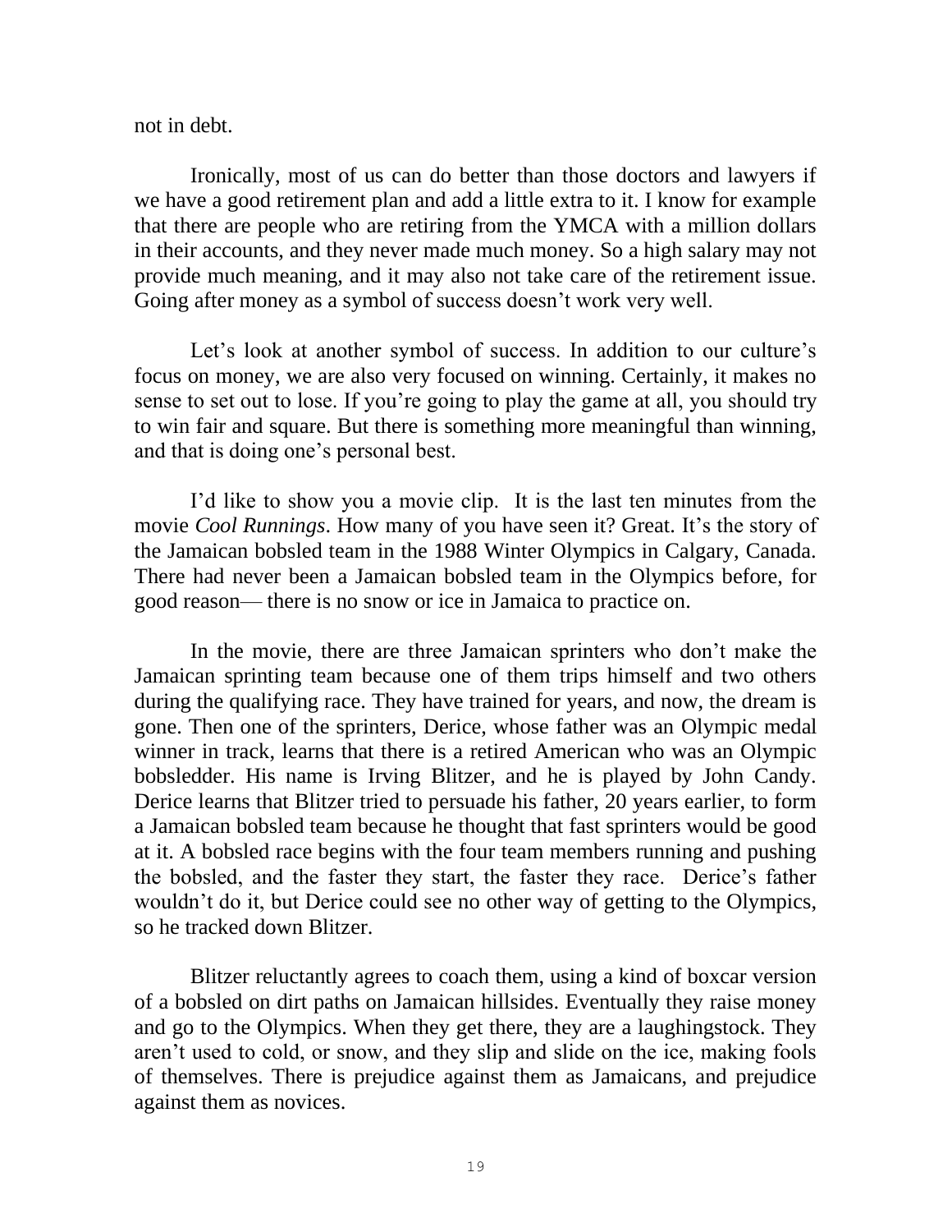not in debt.

Ironically, most of us can do better than those doctors and lawyers if we have a good retirement plan and add a little extra to it. I know for example that there are people who are retiring from the YMCA with a million dollars in their accounts, and they never made much money. So a high salary may not provide much meaning, and it may also not take care of the retirement issue. Going after money as a symbol of success doesn't work very well.

Let's look at another symbol of success. In addition to our culture's focus on money, we are also very focused on winning. Certainly, it makes no sense to set out to lose. If you're going to play the game at all, you should try to win fair and square. But there is something more meaningful than winning, and that is doing one's personal best.

I'd like to show you a movie clip. It is the last ten minutes from the movie *Cool Runnings*. How many of you have seen it? Great. It's the story of the Jamaican bobsled team in the 1988 Winter Olympics in Calgary, Canada. There had never been a Jamaican bobsled team in the Olympics before, for good reason— there is no snow or ice in Jamaica to practice on.

In the movie, there are three Jamaican sprinters who don't make the Jamaican sprinting team because one of them trips himself and two others during the qualifying race. They have trained for years, and now, the dream is gone. Then one of the sprinters, Derice, whose father was an Olympic medal winner in track, learns that there is a retired American who was an Olympic bobsledder. His name is Irving Blitzer, and he is played by John Candy. Derice learns that Blitzer tried to persuade his father, 20 years earlier, to form a Jamaican bobsled team because he thought that fast sprinters would be good at it. A bobsled race begins with the four team members running and pushing the bobsled, and the faster they start, the faster they race. Derice's father wouldn't do it, but Derice could see no other way of getting to the Olympics, so he tracked down Blitzer.

Blitzer reluctantly agrees to coach them, using a kind of boxcar version of a bobsled on dirt paths on Jamaican hillsides. Eventually they raise money and go to the Olympics. When they get there, they are a laughingstock. They aren't used to cold, or snow, and they slip and slide on the ice, making fools of themselves. There is prejudice against them as Jamaicans, and prejudice against them as novices.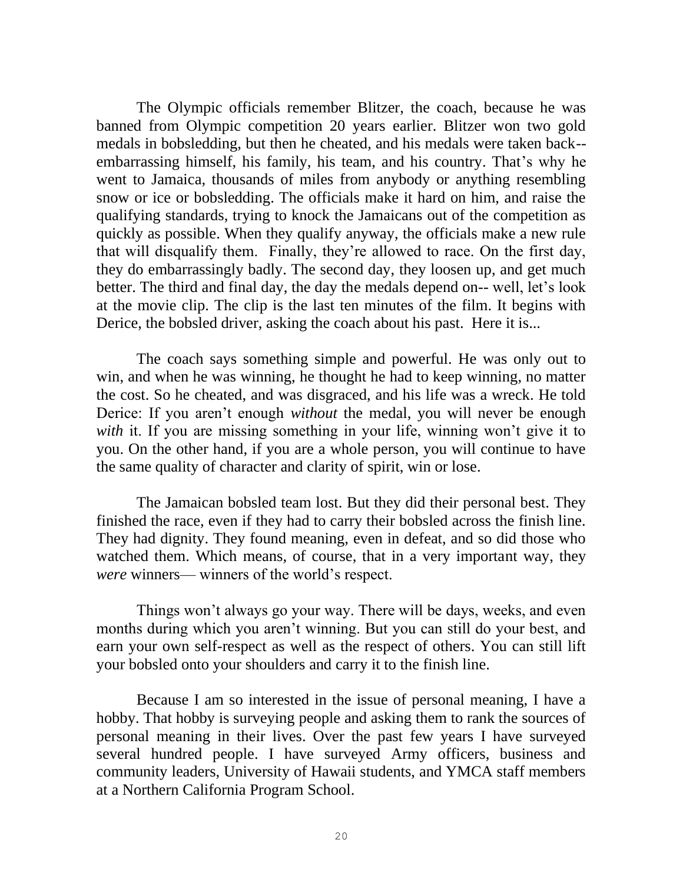The Olympic officials remember Blitzer, the coach, because he was banned from Olympic competition 20 years earlier. Blitzer won two gold medals in bobsledding, but then he cheated, and his medals were taken back--embarrassing himself, his family, his team, and his country. That's why he went to Jamaica, thousands of miles from anybody or anything resembling snow or ice or bobsledding. The officials make it hard on him, and raise the qualifying standards, trying to knock the Jamaicans out of the competition as quickly as possible. When they qualify anyway, the officials make a new rule that will disqualify them. Finally, they're allowed to race. On the first day, they do embarrassingly badly. The second day, they loosen up, and get much better. The third and final day, the day the medals depend on-- well, let's look at the movie clip. The clip is the last ten minutes of the film. It begins with Derice, the bobsled driver, asking the coach about his past. Here it is...

The coach says something simple and powerful. He was only out to win, and when he was winning, he thought he had to keep winning, no matter the cost. So he cheated, and was disgraced, and his life was a wreck. He told Derice: If you aren't enough *without* the medal, you will never be enough *with* it. If you are missing something in your life, winning won't give it to you. On the other hand, if you are a whole person, you will continue to have the same quality of character and clarity of spirit, win or lose.

The Jamaican bobsled team lost. But they did their personal best. They finished the race, even if they had to carry their bobsled across the finish line. They had dignity. They found meaning, even in defeat, and so did those who watched them. Which means, of course, that in a very important way, they *were* winners— winners of the world's respect.

Things won't always go your way. There will be days, weeks, and even months during which you aren't winning. But you can still do your best, and earn your own self-respect as well as the respect of others. You can still lift your bobsled onto your shoulders and carry it to the finish line.

Because I am so interested in the issue of personal meaning, I have a hobby. That hobby is surveying people and asking them to rank the sources of personal meaning in their lives. Over the past few years I have surveyed several hundred people. I have surveyed Army officers, business and community leaders, University of Hawaii students, and YMCA staff members at a Northern California Program School.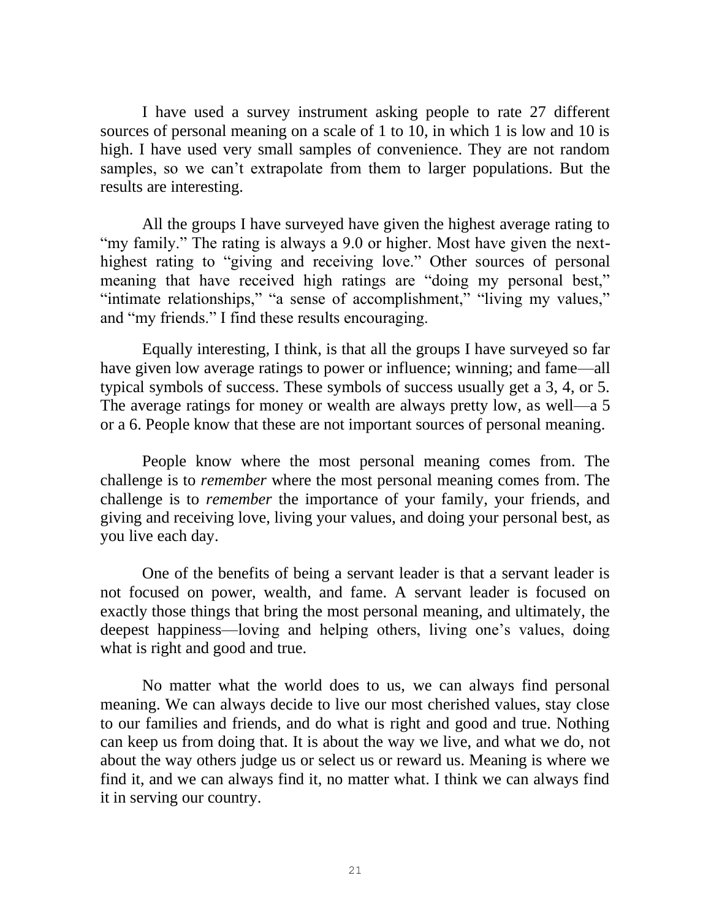I have used a survey instrument asking people to rate 27 different sources of personal meaning on a scale of 1 to 10, in which 1 is low and 10 is high. I have used very small samples of convenience. They are not random samples, so we can't extrapolate from them to larger populations. But the results are interesting.

All the groups I have surveyed have given the highest average rating to "my family." The rating is always a 9.0 or higher. Most have given the next-highest rating to "giving and receiving love." Other sources of personal meaning that have received high ratings are "doing my personal best," "intimate relationships," "a sense of accomplishment," "living my values," and "my friends." I find these results encouraging.

Equally interesting, I think, is that all the groups I have surveyed so far have given low average ratings to power or influence; winning; and fame—all typical symbols of success. These symbols of success usually get a 3, 4, or 5. The average ratings for money or wealth are always pretty low, as well—a 5 or a 6. People know that these are not important sources of personal meaning.

People know where the most personal meaning comes from. The challenge is to *remember* where the most personal meaning comes from. The challenge is to *remember* the importance of your family, your friends, and giving and receiving love, living your values, and doing your personal best, as you live each day.

One of the benefits of being a servant leader is that a servant leader is not focused on power, wealth, and fame. A servant leader is focused on exactly those things that bring the most personal meaning, and ultimately, the deepest happiness—loving and helping others, living one's values, doing what is right and good and true.

No matter what the world does to us, we can always find personal meaning. We can always decide to live our most cherished values, stay close to our families and friends, and do what is right and good and true. Nothing can keep us from doing that. It is about the way we live, and what we do, not about the way others judge us or select us or reward us. Meaning is where we find it, and we can always find it, no matter what. I think we can always find it in serving our country.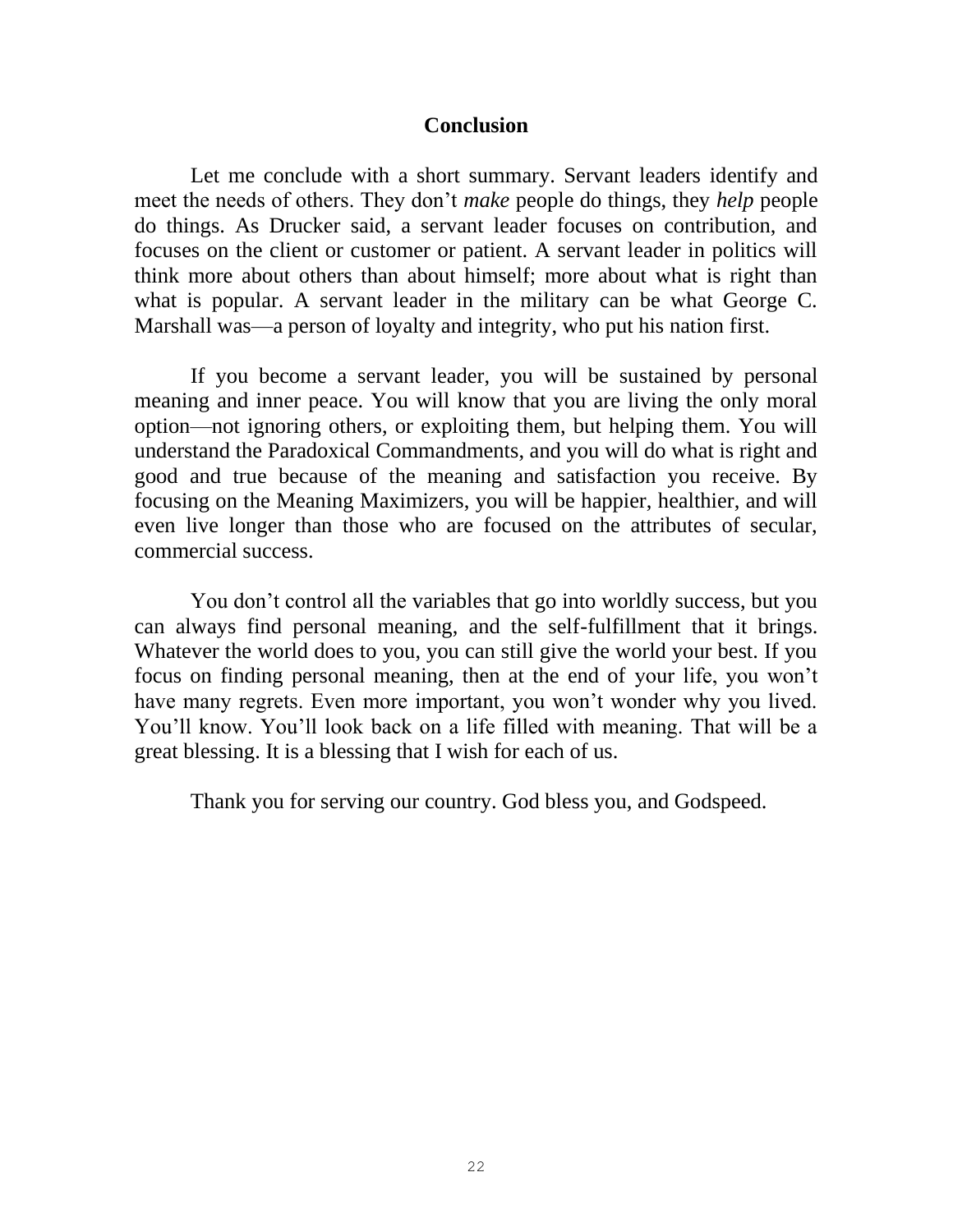## Conclusion

Let me conclude with a short summary. Servant leaders identify and meet the needs of others. They don't *make* people do things, they *help* people do things. As Drucker said, a servant leader focuses on contribution, and focuses on the client or customer or patient. A servant leader in politics will think more about others than about himself; more about what is right than what is popular. A servant leader in the military can be what George C. Marshall was—a person of loyalty and integrity, who put his nation first.

If you become a servant leader, you will be sustained by personal meaning and inner peace. You will know that you are living the only moral option—not ignoring others, or exploiting them, but helping them. You will understand the Paradoxical Commandments, and you will do what is right and good and true because of the meaning and satisfaction you receive. By focusing on the Meaning Maximizers, you will be happier, healthier, and will even live longer than those who are focused on the attributes of secular, commercial success.

You don't control all the variables that go into worldly success, but you can always find personal meaning, and the self-fulfillment that it brings. Whatever the world does to you, you can still give the world your best. If you focus on finding personal meaning, then at the end of your life, you won't have many regrets. Even more important, you won't wonder why you lived. You'll know. You'll look back on a life filled with meaning. That will be a great blessing. It is a blessing that I wish for each of us.

Thank you for serving our country. God bless you, and Godspeed.